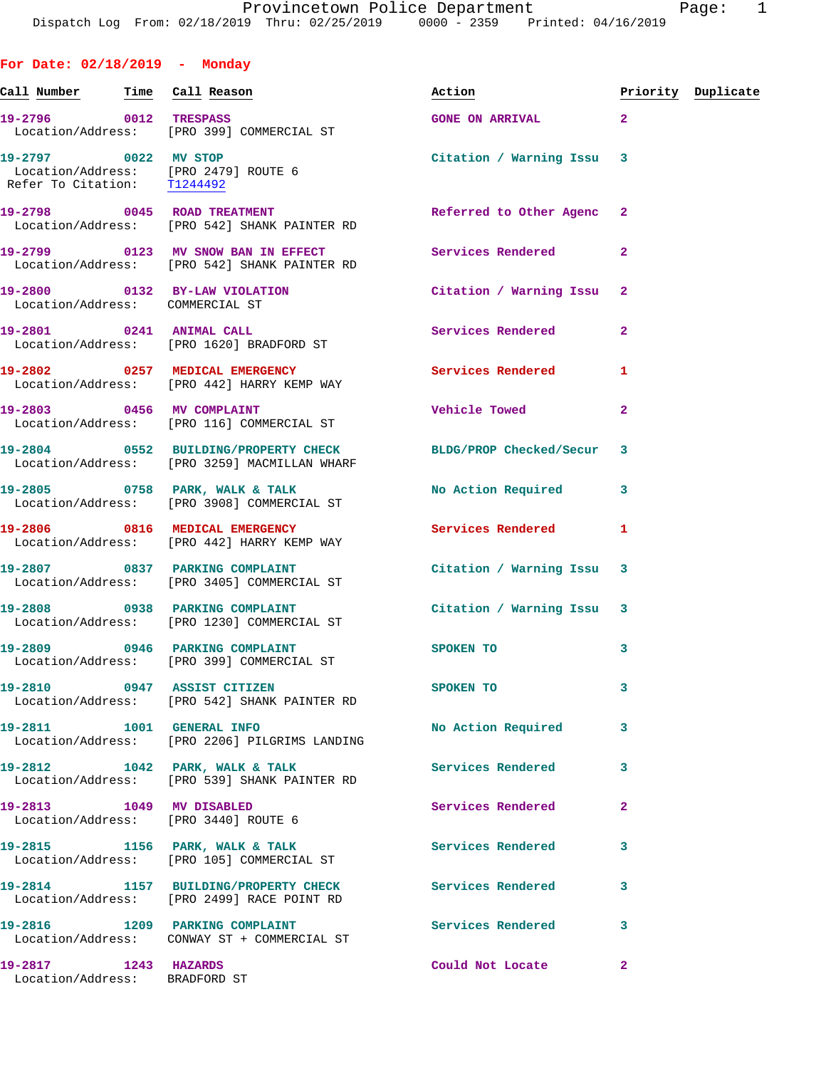# Provincetown Police Department

Dispatch Log From: 02/18/2019 Thru: 02/25/2019 0000 - 2359 Printed: 04/16/2019

## For Date: 02/18/2019 - Monday

| Call Number | Time | Call Reason | Action | Priority | Duplicate |
|---|---|---|---|---|---|
| 19-2796 | 0012 | TRESPASS | GONE ON ARRIVAL | 2 | |
| Location/Address: | | [PRO 399] COMMERCIAL ST | | | |
| 19-2797 | 0022 | MV STOP | Citation / Warning Issu | 3 | |
| Location/Address: | | [PRO 2479] ROUTE 6 | | | |
| Refer To Citation: | | T1244492 | | | |
| 19-2798 | 0045 | ROAD TREATMENT | Referred to Other Agenc | 2 | |
| Location/Address: | | [PRO 542] SHANK PAINTER RD | | | |
| 19-2799 | 0123 | MV SNOW BAN IN EFFECT | Services Rendered | 2 | |
| Location/Address: | | [PRO 542] SHANK PAINTER RD | | | |
| 19-2800 | 0132 | BY-LAW VIOLATION | Citation / Warning Issu | 2 | |
| Location/Address: | | COMMERCIAL ST | | | |
| 19-2801 | 0241 | ANIMAL CALL | Services Rendered | 2 | |
| Location/Address: | | [PRO 1620] BRADFORD ST | | | |
| 19-2802 | 0257 | MEDICAL EMERGENCY | Services Rendered | 1 | |
| Location/Address: | | [PRO 442] HARRY KEMP WAY | | | |
| 19-2803 | 0456 | MV COMPLAINT | Vehicle Towed | 2 | |
| Location/Address: | | [PRO 116] COMMERCIAL ST | | | |
| 19-2804 | 0552 | BUILDING/PROPERTY CHECK | BLDG/PROP Checked/Secur | 3 | |
| Location/Address: | | [PRO 3259] MACMILLAN WHARF | | | |
| 19-2805 | 0758 | PARK, WALK & TALK | No Action Required | 3 | |
| Location/Address: | | [PRO 3908] COMMERCIAL ST | | | |
| 19-2806 | 0816 | MEDICAL EMERGENCY | Services Rendered | 1 | |
| Location/Address: | | [PRO 442] HARRY KEMP WAY | | | |
| 19-2807 | 0837 | PARKING COMPLAINT | Citation / Warning Issu | 3 | |
| Location/Address: | | [PRO 3405] COMMERCIAL ST | | | |
| 19-2808 | 0938 | PARKING COMPLAINT | Citation / Warning Issu | 3 | |
| Location/Address: | | [PRO 1230] COMMERCIAL ST | | | |
| 19-2809 | 0946 | PARKING COMPLAINT | SPOKEN TO | 3 | |
| Location/Address: | | [PRO 399] COMMERCIAL ST | | | |
| 19-2810 | 0947 | ASSIST CITIZEN | SPOKEN TO | 3 | |
| Location/Address: | | [PRO 542] SHANK PAINTER RD | | | |
| 19-2811 | 1001 | GENERAL INFO | No Action Required | 3 | |
| Location/Address: | | [PRO 2206] PILGRIMS LANDING | | | |
| 19-2812 | 1042 | PARK, WALK & TALK | Services Rendered | 3 | |
| Location/Address: | | [PRO 539] SHANK PAINTER RD | | | |
| 19-2813 | 1049 | MV DISABLED | Services Rendered | 2 | |
| Location/Address: | | [PRO 3440] ROUTE 6 | | | |
| 19-2815 | 1156 | PARK, WALK & TALK | Services Rendered | 3 | |
| Location/Address: | | [PRO 105] COMMERCIAL ST | | | |
| 19-2814 | 1157 | BUILDING/PROPERTY CHECK | Services Rendered | 3 | |
| Location/Address: | | [PRO 2499] RACE POINT RD | | | |
| 19-2816 | 1209 | PARKING COMPLAINT | Services Rendered | 3 | |
| Location/Address: | | CONWAY ST + COMMERCIAL ST | | | |
| 19-2817 | 1243 | HAZARDS | Could Not Locate | 2 | |
| Location/Address: | | BRADFORD ST | | | |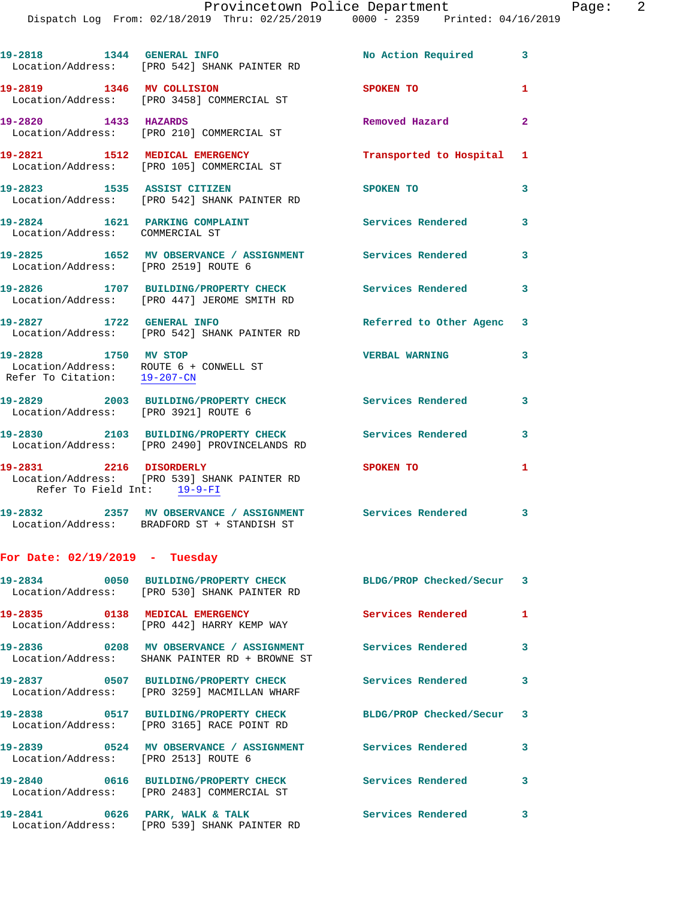19-2818 1344 GENERAL INFO No Action Required 3
Location/Address: [PRO 542] SHANK PAINTER RD

19-2819 1346 MV COLLISION SPOKEN TO 1
Location/Address: [PRO 3458] COMMERCIAL ST

19-2820 1433 HAZARDS Removed Hazard 2
Location/Address: [PRO 210] COMMERCIAL ST

19-2821 1512 MEDICAL EMERGENCY Transported to Hospital 1
Location/Address: [PRO 105] COMMERCIAL ST

19-2823 1535 ASSIST CITIZEN SPOKEN TO 3
Location/Address: [PRO 542] SHANK PAINTER RD

19-2824 1621 PARKING COMPLAINT Services Rendered 3
Location/Address: COMMERCIAL ST

19-2825 1652 MV OBSERVANCE / ASSIGNMENT Services Rendered 3
Location/Address: [PRO 2519] ROUTE 6

19-2826 1707 BUILDING/PROPERTY CHECK Services Rendered 3
Location/Address: [PRO 447] JEROME SMITH RD

19-2827 1722 GENERAL INFO Referred to Other Agenc 3
Location/Address: [PRO 542] SHANK PAINTER RD

19-2828 1750 MV STOP VERBAL WARNING 3
Location/Address: ROUTE 6 + CONWELL ST
Refer To Citation: 19-207-CN

19-2829 2003 BUILDING/PROPERTY CHECK Services Rendered 3
Location/Address: [PRO 3921] ROUTE 6

19-2830 2103 BUILDING/PROPERTY CHECK Services Rendered 3
Location/Address: [PRO 2490] PROVINCELANDS RD

19-2831 2216 DISORDERLY SPOKEN TO 1
Location/Address: [PRO 539] SHANK PAINTER RD
Refer To Field Int: 19-9-FI

19-2832 2357 MV OBSERVANCE / ASSIGNMENT Services Rendered 3
Location/Address: BRADFORD ST + STANDISH ST

## For Date: 02/19/2019 - Tuesday

19-2834 0050 BUILDING/PROPERTY CHECK BLDG/PROP Checked/Secur 3
Location/Address: [PRO 530] SHANK PAINTER RD

19-2835 0138 MEDICAL EMERGENCY Services Rendered 1
Location/Address: [PRO 442] HARRY KEMP WAY

19-2836 0208 MV OBSERVANCE / ASSIGNMENT Services Rendered 3
Location/Address: SHANK PAINTER RD + BROWNE ST

19-2837 0507 BUILDING/PROPERTY CHECK Services Rendered 3
Location/Address: [PRO 3259] MACMILLAN WHARF

19-2838 0517 BUILDING/PROPERTY CHECK BLDG/PROP Checked/Secur 3
Location/Address: [PRO 3165] RACE POINT RD

19-2839 0524 MV OBSERVANCE / ASSIGNMENT Services Rendered 3
Location/Address: [PRO 2513] ROUTE 6

19-2840 0616 BUILDING/PROPERTY CHECK Services Rendered 3
Location/Address: [PRO 2483] COMMERCIAL ST

19-2841 0626 PARK, WALK & TALK Services Rendered 3
Location/Address: [PRO 539] SHANK PAINTER RD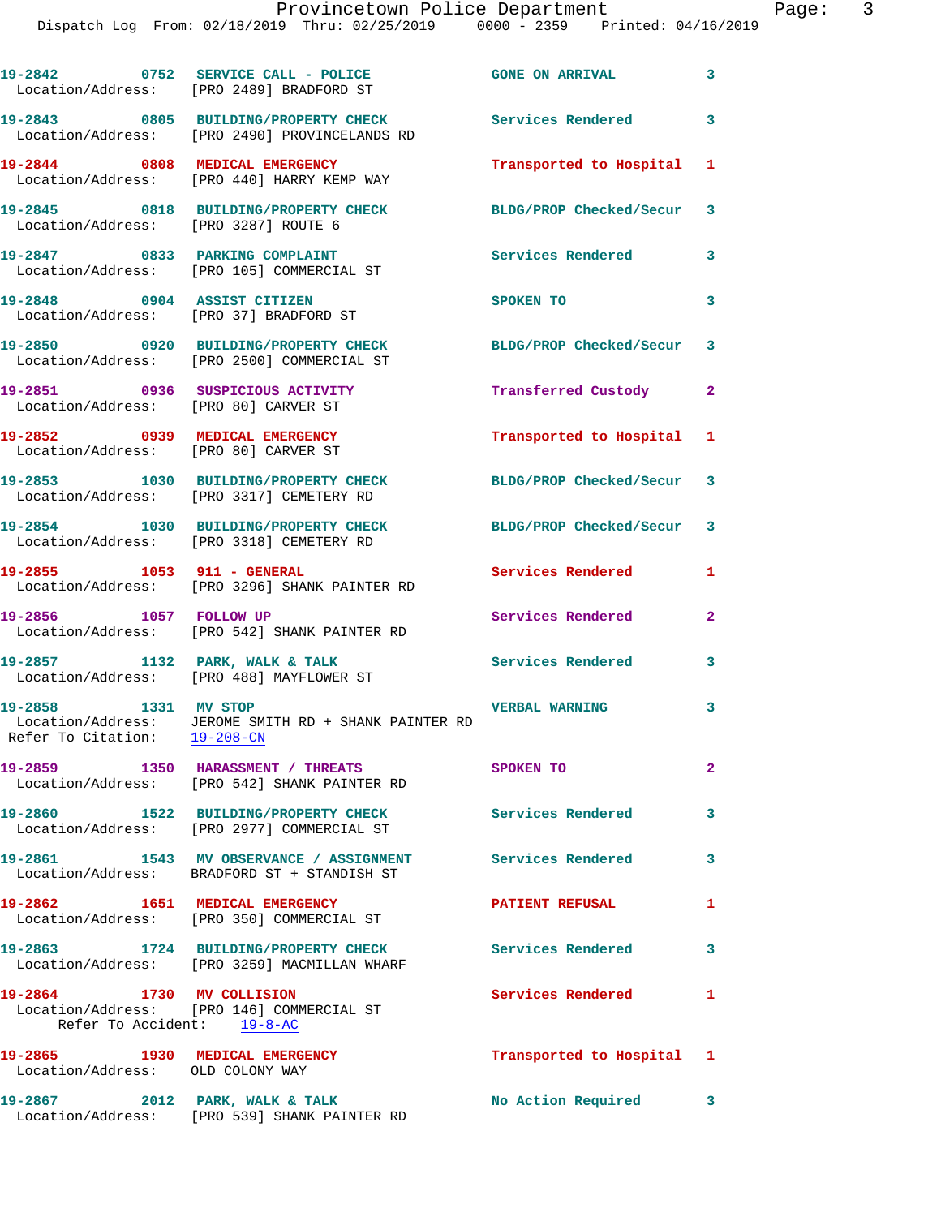19-2842 0752 SERVICE CALL - POLICE GONE ON ARRIVAL 3
Location/Address: [PRO 2489] BRADFORD ST

19-2843 0805 BUILDING/PROPERTY CHECK Services Rendered 3
Location/Address: [PRO 2490] PROVINCELANDS RD

19-2844 0808 MEDICAL EMERGENCY Transported to Hospital 1
Location/Address: [PRO 440] HARRY KEMP WAY

19-2845 0818 BUILDING/PROPERTY CHECK BLDG/PROP Checked/Secur 3
Location/Address: [PRO 3287] ROUTE 6

19-2847 0833 PARKING COMPLAINT Services Rendered 3
Location/Address: [PRO 105] COMMERCIAL ST

19-2848 0904 ASSIST CITIZEN SPOKEN TO 3
Location/Address: [PRO 37] BRADFORD ST

19-2850 0920 BUILDING/PROPERTY CHECK BLDG/PROP Checked/Secur 3
Location/Address: [PRO 2500] COMMERCIAL ST

19-2851 0936 SUSPICIOUS ACTIVITY Transferred Custody 2
Location/Address: [PRO 80] CARVER ST

19-2852 0939 MEDICAL EMERGENCY Transported to Hospital 1
Location/Address: [PRO 80] CARVER ST

19-2853 1030 BUILDING/PROPERTY CHECK BLDG/PROP Checked/Secur 3
Location/Address: [PRO 3317] CEMETERY RD

19-2854 1030 BUILDING/PROPERTY CHECK BLDG/PROP Checked/Secur 3
Location/Address: [PRO 3318] CEMETERY RD

19-2855 1053 911 - GENERAL Services Rendered 1
Location/Address: [PRO 3296] SHANK PAINTER RD

19-2856 1057 FOLLOW UP Services Rendered 2
Location/Address: [PRO 542] SHANK PAINTER RD

19-2857 1132 PARK, WALK & TALK Services Rendered 3
Location/Address: [PRO 488] MAYFLOWER ST

19-2858 1331 MV STOP VERBAL WARNING 3
Location/Address: JEROME SMITH RD + SHANK PAINTER RD
Refer To Citation: 19-208-CN

19-2859 1350 HARASSMENT / THREATS SPOKEN TO 2
Location/Address: [PRO 542] SHANK PAINTER RD

19-2860 1522 BUILDING/PROPERTY CHECK Services Rendered 3
Location/Address: [PRO 2977] COMMERCIAL ST

19-2861 1543 MV OBSERVANCE / ASSIGNMENT Services Rendered 3
Location/Address: BRADFORD ST + STANDISH ST

19-2862 1651 MEDICAL EMERGENCY PATIENT REFUSAL 1
Location/Address: [PRO 350] COMMERCIAL ST

19-2863 1724 BUILDING/PROPERTY CHECK Services Rendered 3
Location/Address: [PRO 3259] MACMILLAN WHARF

19-2864 1730 MV COLLISION Services Rendered 1
Location/Address: [PRO 146] COMMERCIAL ST
Refer To Accident: 19-8-AC

19-2865 1930 MEDICAL EMERGENCY Transported to Hospital 1
Location/Address: OLD COLONY WAY

19-2867 2012 PARK, WALK & TALK No Action Required 3
Location/Address: [PRO 539] SHANK PAINTER RD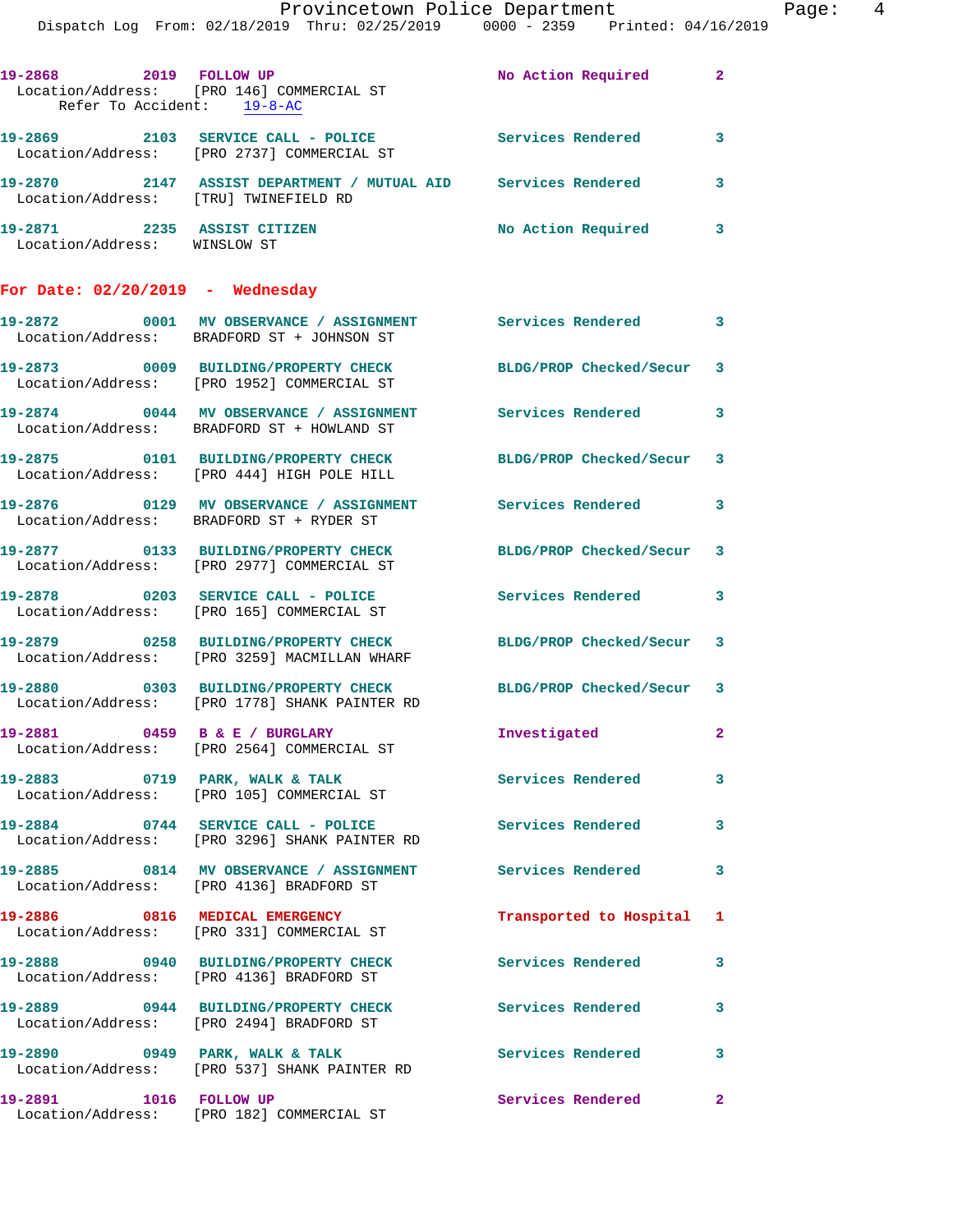19-2868 2019 FOLLOW UP No Action Required 2
Location/Address: [PRO 146] COMMERCIAL ST
Refer To Accident: 19-8-AC

19-2869 2103 SERVICE CALL - POLICE Services Rendered 3
Location/Address: [PRO 2737] COMMERCIAL ST

19-2870 2147 ASSIST DEPARTMENT / MUTUAL AID Services Rendered 3
Location/Address: [TRU] TWINEFIELD RD

19-2871 2235 ASSIST CITIZEN No Action Required 3
Location/Address: WINSLOW ST

**For Date: 02/20/2019 - Wednesday**

19-2872 0001 MV OBSERVANCE / ASSIGNMENT Services Rendered 3
Location/Address: BRADFORD ST + JOHNSON ST

19-2873 0009 BUILDING/PROPERTY CHECK BLDG/PROP Checked/Secur 3
Location/Address: [PRO 1952] COMMERCIAL ST

19-2874 0044 MV OBSERVANCE / ASSIGNMENT Services Rendered 3
Location/Address: BRADFORD ST + HOWLAND ST

19-2875 0101 BUILDING/PROPERTY CHECK BLDG/PROP Checked/Secur 3
Location/Address: [PRO 444] HIGH POLE HILL

19-2876 0129 MV OBSERVANCE / ASSIGNMENT Services Rendered 3
Location/Address: BRADFORD ST + RYDER ST

19-2877 0133 BUILDING/PROPERTY CHECK BLDG/PROP Checked/Secur 3
Location/Address: [PRO 2977] COMMERCIAL ST

19-2878 0203 SERVICE CALL - POLICE Services Rendered 3
Location/Address: [PRO 165] COMMERCIAL ST

19-2879 0258 BUILDING/PROPERTY CHECK BLDG/PROP Checked/Secur 3
Location/Address: [PRO 3259] MACMILLAN WHARF

19-2880 0303 BUILDING/PROPERTY CHECK BLDG/PROP Checked/Secur 3
Location/Address: [PRO 1778] SHANK PAINTER RD

19-2881 0459 B & E / BURGLARY Investigated 2
Location/Address: [PRO 2564] COMMERCIAL ST

19-2883 0719 PARK, WALK & TALK Services Rendered 3
Location/Address: [PRO 105] COMMERCIAL ST

19-2884 0744 SERVICE CALL - POLICE Services Rendered 3
Location/Address: [PRO 3296] SHANK PAINTER RD

19-2885 0814 MV OBSERVANCE / ASSIGNMENT Services Rendered 3
Location/Address: [PRO 4136] BRADFORD ST

19-2886 0816 MEDICAL EMERGENCY Transported to Hospital 1
Location/Address: [PRO 331] COMMERCIAL ST

19-2888 0940 BUILDING/PROPERTY CHECK Services Rendered 3
Location/Address: [PRO 4136] BRADFORD ST

19-2889 0944 BUILDING/PROPERTY CHECK Services Rendered 3
Location/Address: [PRO 2494] BRADFORD ST

19-2890 0949 PARK, WALK & TALK Services Rendered 3
Location/Address: [PRO 537] SHANK PAINTER RD

19-2891 1016 FOLLOW UP Services Rendered 2
Location/Address: [PRO 182] COMMERCIAL ST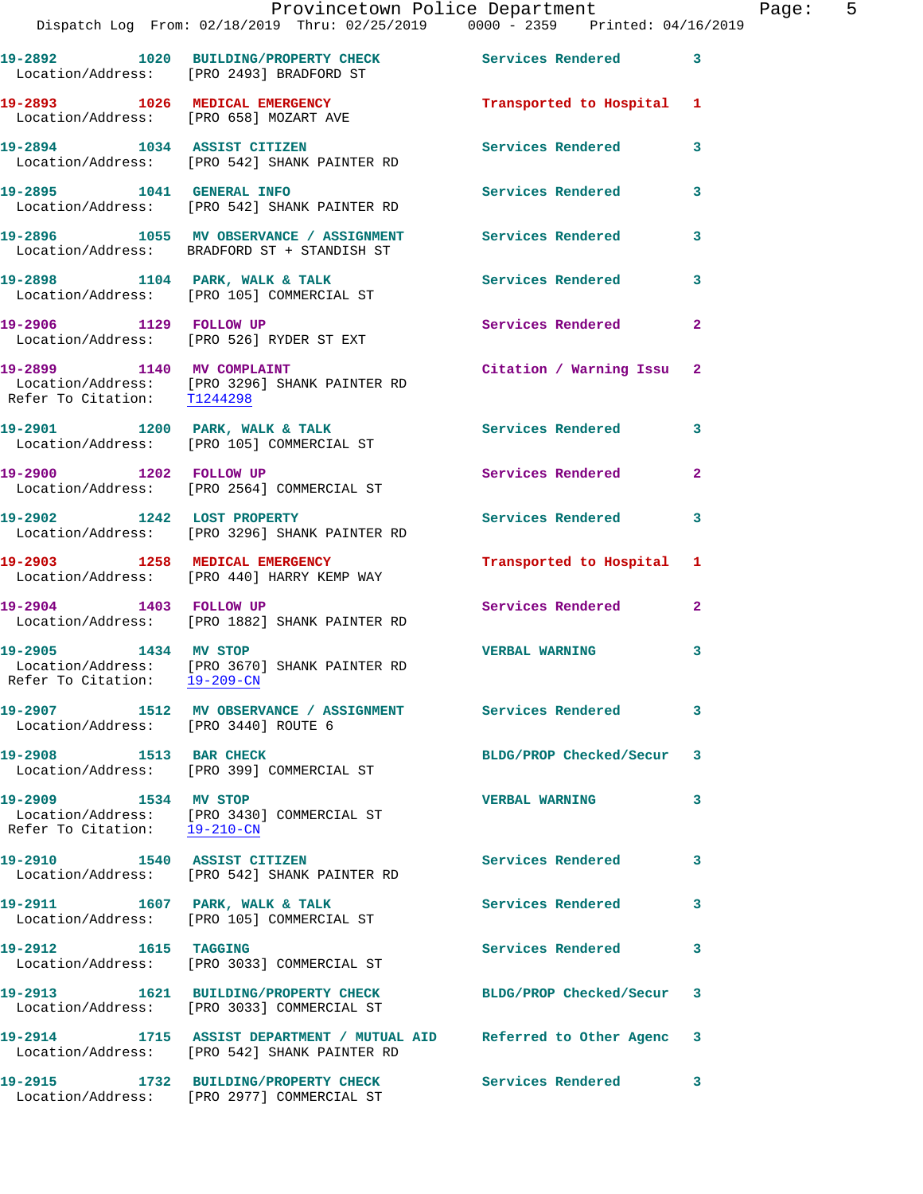| Call # | Time | Call Type | Disposition | Priority |
|---|---|---|---|---|
| 19-2892 | 1020 | BUILDING/PROPERTY CHECK | Services Rendered | 3 |
| Location/Address: [PRO 2493] BRADFORD ST | | | | |
| 19-2893 | 1026 | MEDICAL EMERGENCY | Transported to Hospital | 1 |
| Location/Address: [PRO 658] MOZART AVE | | | | |
| 19-2894 | 1034 | ASSIST CITIZEN | Services Rendered | 3 |
| Location/Address: [PRO 542] SHANK PAINTER RD | | | | |
| 19-2895 | 1041 | GENERAL INFO | Services Rendered | 3 |
| Location/Address: [PRO 542] SHANK PAINTER RD | | | | |
| 19-2896 | 1055 | MV OBSERVANCE / ASSIGNMENT | Services Rendered | 3 |
| Location/Address: BRADFORD ST + STANDISH ST | | | | |
| 19-2898 | 1104 | PARK, WALK & TALK | Services Rendered | 3 |
| Location/Address: [PRO 105] COMMERCIAL ST | | | | |
| 19-2906 | 1129 | FOLLOW UP | Services Rendered | 2 |
| Location/Address: [PRO 526] RYDER ST EXT | | | | |
| 19-2899 | 1140 | MV COMPLAINT | Citation / Warning Issu | 2 |
| Location/Address: [PRO 3296] SHANK PAINTER RD; Refer To Citation: T1244298 | | | | |
| 19-2901 | 1200 | PARK, WALK & TALK | Services Rendered | 3 |
| Location/Address: [PRO 105] COMMERCIAL ST | | | | |
| 19-2900 | 1202 | FOLLOW UP | Services Rendered | 2 |
| Location/Address: [PRO 2564] COMMERCIAL ST | | | | |
| 19-2902 | 1242 | LOST PROPERTY | Services Rendered | 3 |
| Location/Address: [PRO 3296] SHANK PAINTER RD | | | | |
| 19-2903 | 1258 | MEDICAL EMERGENCY | Transported to Hospital | 1 |
| Location/Address: [PRO 440] HARRY KEMP WAY | | | | |
| 19-2904 | 1403 | FOLLOW UP | Services Rendered | 2 |
| Location/Address: [PRO 1882] SHANK PAINTER RD | | | | |
| 19-2905 | 1434 | MV STOP | VERBAL WARNING | 3 |
| Location/Address: [PRO 3670] SHANK PAINTER RD; Refer To Citation: 19-209-CN | | | | |
| 19-2907 | 1512 | MV OBSERVANCE / ASSIGNMENT | Services Rendered | 3 |
| Location/Address: [PRO 3440] ROUTE 6 | | | | |
| 19-2908 | 1513 | BAR CHECK | BLDG/PROP Checked/Secur | 3 |
| Location/Address: [PRO 399] COMMERCIAL ST | | | | |
| 19-2909 | 1534 | MV STOP | VERBAL WARNING | 3 |
| Location/Address: [PRO 3430] COMMERCIAL ST; Refer To Citation: 19-210-CN | | | | |
| 19-2910 | 1540 | ASSIST CITIZEN | Services Rendered | 3 |
| Location/Address: [PRO 542] SHANK PAINTER RD | | | | |
| 19-2911 | 1607 | PARK, WALK & TALK | Services Rendered | 3 |
| Location/Address: [PRO 105] COMMERCIAL ST | | | | |
| 19-2912 | 1615 | TAGGING | Services Rendered | 3 |
| Location/Address: [PRO 3033] COMMERCIAL ST | | | | |
| 19-2913 | 1621 | BUILDING/PROPERTY CHECK | BLDG/PROP Checked/Secur | 3 |
| Location/Address: [PRO 3033] COMMERCIAL ST | | | | |
| 19-2914 | 1715 | ASSIST DEPARTMENT / MUTUAL AID | Referred to Other Agenc | 3 |
| Location/Address: [PRO 542] SHANK PAINTER RD | | | | |
| 19-2915 | 1732 | BUILDING/PROPERTY CHECK | Services Rendered | 3 |
| Location/Address: [PRO 2977] COMMERCIAL ST | | | | |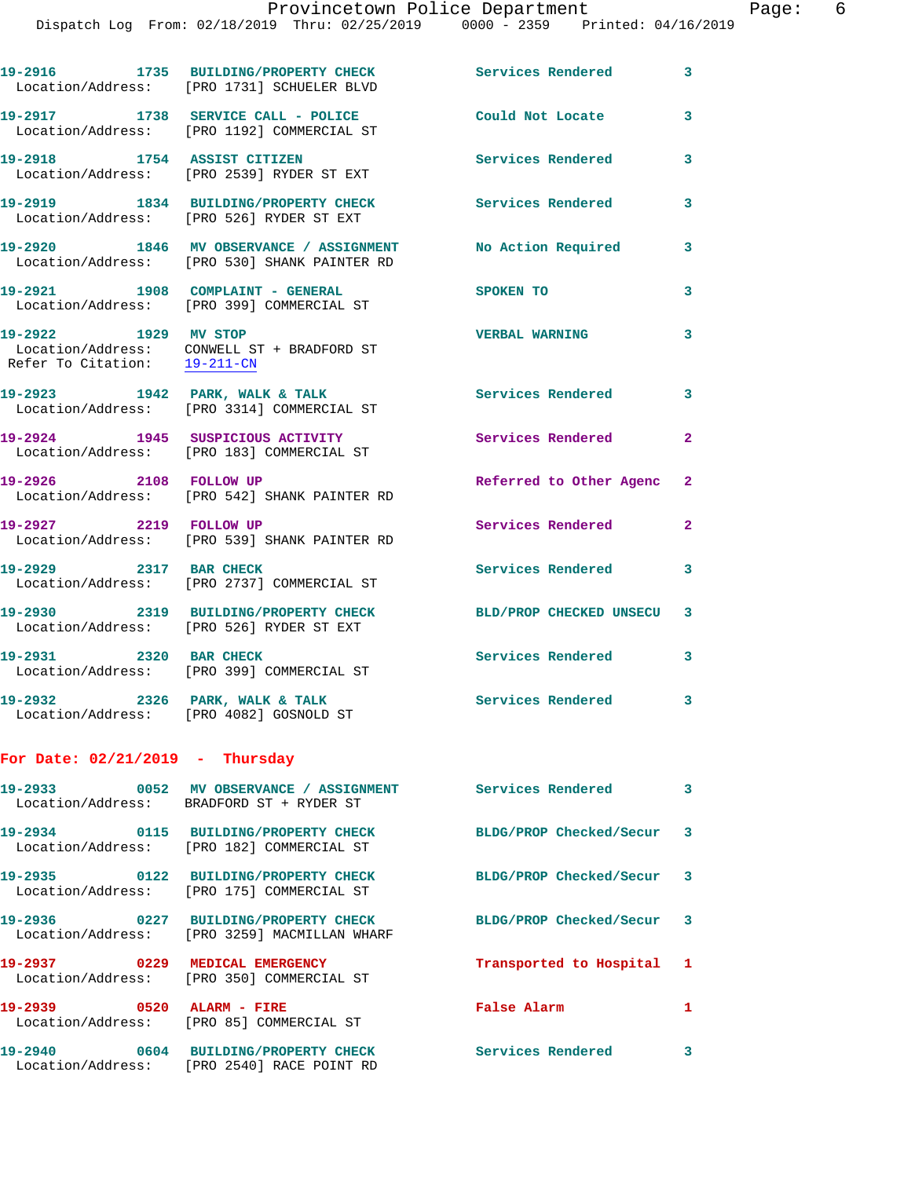19-2916 1735 BUILDING/PROPERTY CHECK Services Rendered 3
Location/Address: [PRO 1731] SCHUELER BLVD

19-2917 1738 SERVICE CALL - POLICE Could Not Locate 3
Location/Address: [PRO 1192] COMMERCIAL ST

19-2918 1754 ASSIST CITIZEN Services Rendered 3
Location/Address: [PRO 2539] RYDER ST EXT

19-2919 1834 BUILDING/PROPERTY CHECK Services Rendered 3
Location/Address: [PRO 526] RYDER ST EXT

19-2920 1846 MV OBSERVANCE / ASSIGNMENT No Action Required 3
Location/Address: [PRO 530] SHANK PAINTER RD

19-2921 1908 COMPLAINT - GENERAL SPOKEN TO 3
Location/Address: [PRO 399] COMMERCIAL ST

19-2922 1929 MV STOP VERBAL WARNING 3
Location/Address: CONWELL ST + BRADFORD ST
Refer To Citation: 19-211-CN

19-2923 1942 PARK, WALK & TALK Services Rendered 3
Location/Address: [PRO 3314] COMMERCIAL ST

19-2924 1945 SUSPICIOUS ACTIVITY Services Rendered 2
Location/Address: [PRO 183] COMMERCIAL ST

19-2926 2108 FOLLOW UP Referred to Other Agenc 2
Location/Address: [PRO 542] SHANK PAINTER RD

19-2927 2219 FOLLOW UP Services Rendered 2
Location/Address: [PRO 539] SHANK PAINTER RD

19-2929 2317 BAR CHECK Services Rendered 3
Location/Address: [PRO 2737] COMMERCIAL ST

19-2930 2319 BUILDING/PROPERTY CHECK BLD/PROP CHECKED UNSECU 3
Location/Address: [PRO 526] RYDER ST EXT

19-2931 2320 BAR CHECK Services Rendered 3
Location/Address: [PRO 399] COMMERCIAL ST

19-2932 2326 PARK, WALK & TALK Services Rendered 3
Location/Address: [PRO 4082] GOSNOLD ST

**For Date: 02/21/2019 - Thursday**

19-2933 0052 MV OBSERVANCE / ASSIGNMENT Services Rendered 3
Location/Address: BRADFORD ST + RYDER ST

19-2934 0115 BUILDING/PROPERTY CHECK BLDG/PROP Checked/Secur 3
Location/Address: [PRO 182] COMMERCIAL ST

19-2935 0122 BUILDING/PROPERTY CHECK BLDG/PROP Checked/Secur 3
Location/Address: [PRO 175] COMMERCIAL ST

19-2936 0227 BUILDING/PROPERTY CHECK BLDG/PROP Checked/Secur 3
Location/Address: [PRO 3259] MACMILLAN WHARF

19-2937 0229 MEDICAL EMERGENCY Transported to Hospital 1
Location/Address: [PRO 350] COMMERCIAL ST

19-2939 0520 ALARM - FIRE False Alarm 1
Location/Address: [PRO 85] COMMERCIAL ST

19-2940 0604 BUILDING/PROPERTY CHECK Services Rendered 3
Location/Address: [PRO 2540] RACE POINT RD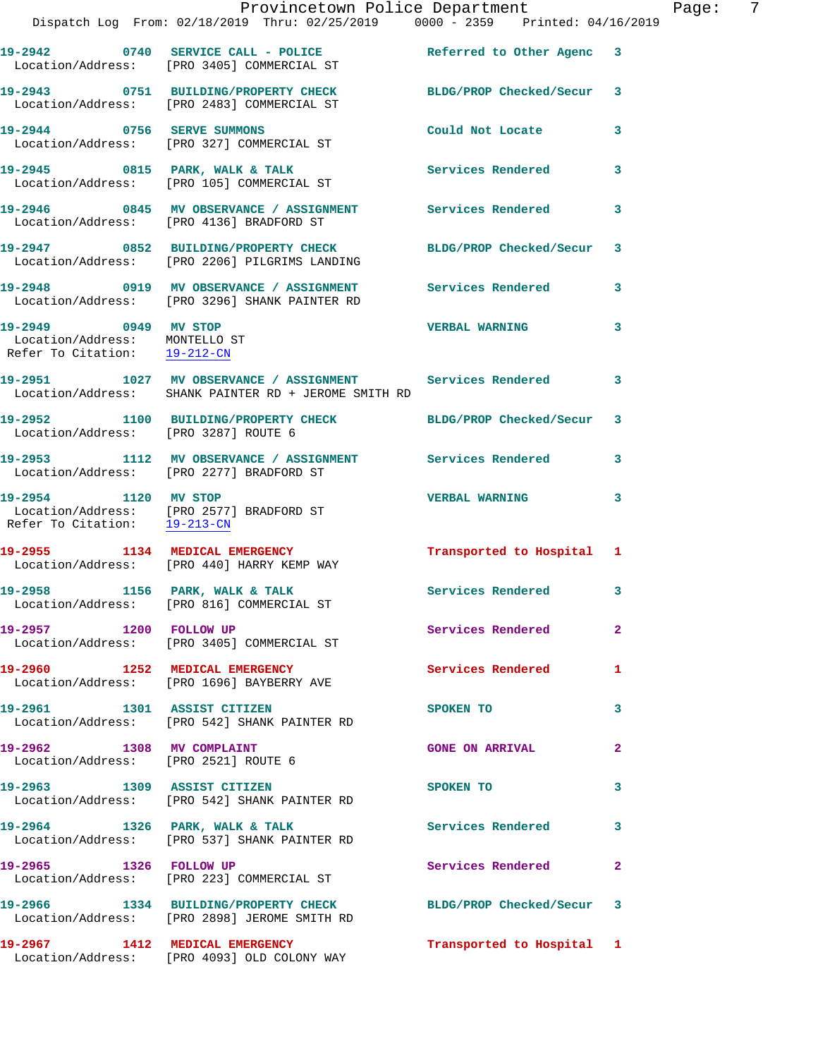19-2942 0740 SERVICE CALL - POLICE Referred to Other Agenc 3
Location/Address: [PRO 3405] COMMERCIAL ST

19-2943 0751 BUILDING/PROPERTY CHECK BLDG/PROP Checked/Secur 3
Location/Address: [PRO 2483] COMMERCIAL ST

19-2944 0756 SERVE SUMMONS Could Not Locate 3
Location/Address: [PRO 327] COMMERCIAL ST

19-2945 0815 PARK, WALK & TALK Services Rendered 3
Location/Address: [PRO 105] COMMERCIAL ST

19-2946 0845 MV OBSERVANCE / ASSIGNMENT Services Rendered 3
Location/Address: [PRO 4136] BRADFORD ST

19-2947 0852 BUILDING/PROPERTY CHECK BLDG/PROP Checked/Secur 3
Location/Address: [PRO 2206] PILGRIMS LANDING

19-2948 0919 MV OBSERVANCE / ASSIGNMENT Services Rendered 3
Location/Address: [PRO 3296] SHANK PAINTER RD

19-2949 0949 MV STOP VERBAL WARNING 3
Location/Address: MONTELLO ST
Refer To Citation: 19-212-CN

19-2951 1027 MV OBSERVANCE / ASSIGNMENT Services Rendered 3
Location/Address: SHANK PAINTER RD + JEROME SMITH RD

19-2952 1100 BUILDING/PROPERTY CHECK BLDG/PROP Checked/Secur 3
Location/Address: [PRO 3287] ROUTE 6

19-2953 1112 MV OBSERVANCE / ASSIGNMENT Services Rendered 3
Location/Address: [PRO 2277] BRADFORD ST

19-2954 1120 MV STOP VERBAL WARNING 3
Location/Address: [PRO 2577] BRADFORD ST
Refer To Citation: 19-213-CN

19-2955 1134 MEDICAL EMERGENCY Transported to Hospital 1
Location/Address: [PRO 440] HARRY KEMP WAY

19-2958 1156 PARK, WALK & TALK Services Rendered 3
Location/Address: [PRO 816] COMMERCIAL ST

19-2957 1200 FOLLOW UP Services Rendered 2
Location/Address: [PRO 3405] COMMERCIAL ST

19-2960 1252 MEDICAL EMERGENCY Services Rendered 1
Location/Address: [PRO 1696] BAYBERRY AVE

19-2961 1301 ASSIST CITIZEN SPOKEN TO 3
Location/Address: [PRO 542] SHANK PAINTER RD

19-2962 1308 MV COMPLAINT GONE ON ARRIVAL 2
Location/Address: [PRO 2521] ROUTE 6

19-2963 1309 ASSIST CITIZEN SPOKEN TO 3
Location/Address: [PRO 542] SHANK PAINTER RD

19-2964 1326 PARK, WALK & TALK Services Rendered 3
Location/Address: [PRO 537] SHANK PAINTER RD

19-2965 1326 FOLLOW UP Services Rendered 2
Location/Address: [PRO 223] COMMERCIAL ST

19-2966 1334 BUILDING/PROPERTY CHECK BLDG/PROP Checked/Secur 3
Location/Address: [PRO 2898] JEROME SMITH RD

19-2967 1412 MEDICAL EMERGENCY Transported to Hospital 1
Location/Address: [PRO 4093] OLD COLONY WAY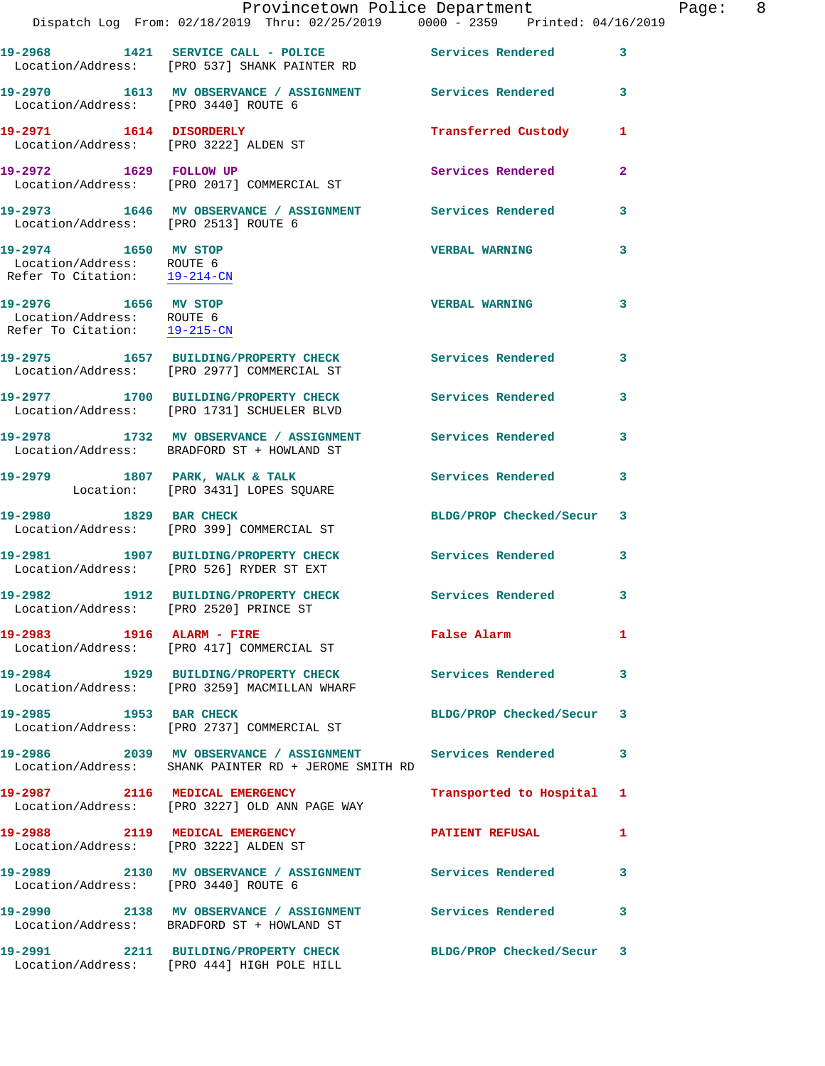19-2968 1421 SERVICE CALL - POLICE Services Rendered 3
Location/Address: [PRO 537] SHANK PAINTER RD

19-2970 1613 MV OBSERVANCE / ASSIGNMENT Services Rendered 3
Location/Address: [PRO 3440] ROUTE 6

19-2971 1614 DISORDERLY Transferred Custody 1
Location/Address: [PRO 3222] ALDEN ST

19-2972 1629 FOLLOW UP Services Rendered 2
Location/Address: [PRO 2017] COMMERCIAL ST

19-2973 1646 MV OBSERVANCE / ASSIGNMENT Services Rendered 3
Location/Address: [PRO 2513] ROUTE 6

19-2974 1650 MV STOP VERBAL WARNING 3
Location/Address: ROUTE 6
Refer To Citation: 19-214-CN

19-2976 1656 MV STOP VERBAL WARNING 3
Location/Address: ROUTE 6
Refer To Citation: 19-215-CN

19-2975 1657 BUILDING/PROPERTY CHECK Services Rendered 3
Location/Address: [PRO 2977] COMMERCIAL ST

19-2977 1700 BUILDING/PROPERTY CHECK Services Rendered 3
Location/Address: [PRO 1731] SCHUELER BLVD

19-2978 1732 MV OBSERVANCE / ASSIGNMENT Services Rendered 3
Location/Address: BRADFORD ST + HOWLAND ST

19-2979 1807 PARK, WALK & TALK Services Rendered 3
Location: [PRO 3431] LOPES SQUARE

19-2980 1829 BAR CHECK BLDG/PROP Checked/Secur 3
Location/Address: [PRO 399] COMMERCIAL ST

19-2981 1907 BUILDING/PROPERTY CHECK Services Rendered 3
Location/Address: [PRO 526] RYDER ST EXT

19-2982 1912 BUILDING/PROPERTY CHECK Services Rendered 3
Location/Address: [PRO 2520] PRINCE ST

19-2983 1916 ALARM - FIRE False Alarm 1
Location/Address: [PRO 417] COMMERCIAL ST

19-2984 1929 BUILDING/PROPERTY CHECK Services Rendered 3
Location/Address: [PRO 3259] MACMILLAN WHARF

19-2985 1953 BAR CHECK BLDG/PROP Checked/Secur 3
Location/Address: [PRO 2737] COMMERCIAL ST

19-2986 2039 MV OBSERVANCE / ASSIGNMENT Services Rendered 3
Location/Address: SHANK PAINTER RD + JEROME SMITH RD

19-2987 2116 MEDICAL EMERGENCY Transported to Hospital 1
Location/Address: [PRO 3227] OLD ANN PAGE WAY

19-2988 2119 MEDICAL EMERGENCY PATIENT REFUSAL 1
Location/Address: [PRO 3222] ALDEN ST

19-2989 2130 MV OBSERVANCE / ASSIGNMENT Services Rendered 3
Location/Address: [PRO 3440] ROUTE 6

19-2990 2138 MV OBSERVANCE / ASSIGNMENT Services Rendered 3
Location/Address: BRADFORD ST + HOWLAND ST

19-2991 2211 BUILDING/PROPERTY CHECK BLDG/PROP Checked/Secur 3
Location/Address: [PRO 444] HIGH POLE HILL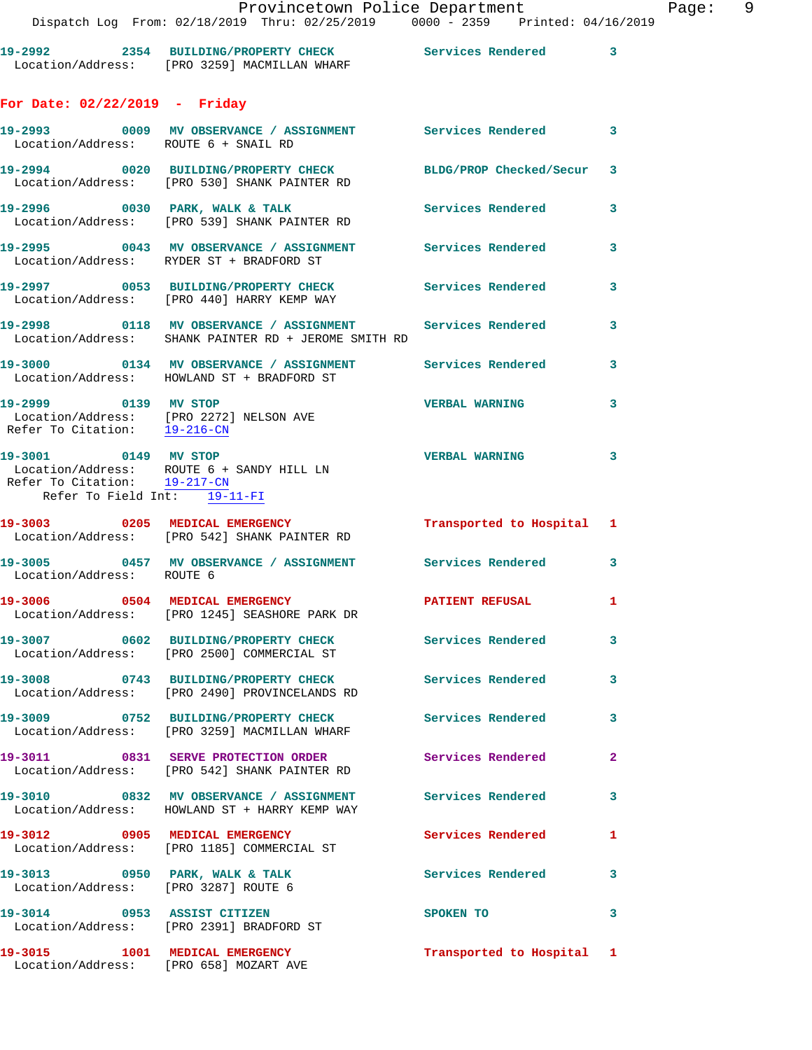19-2992 2354 BUILDING/PROPERTY CHECK Services Rendered 3
Location/Address: [PRO 3259] MACMILLAN WHARF

## For Date: 02/22/2019 - Friday

19-2993 0009 MV OBSERVANCE / ASSIGNMENT Services Rendered 3
Location/Address: ROUTE 6 + SNAIL RD

19-2994 0020 BUILDING/PROPERTY CHECK BLDG/PROP Checked/Secur 3
Location/Address: [PRO 530] SHANK PAINTER RD

19-2996 0030 PARK, WALK & TALK Services Rendered 3
Location/Address: [PRO 539] SHANK PAINTER RD

19-2995 0043 MV OBSERVANCE / ASSIGNMENT Services Rendered 3
Location/Address: RYDER ST + BRADFORD ST

19-2997 0053 BUILDING/PROPERTY CHECK Services Rendered 3
Location/Address: [PRO 440] HARRY KEMP WAY

19-2998 0118 MV OBSERVANCE / ASSIGNMENT Services Rendered 3
Location/Address: SHANK PAINTER RD + JEROME SMITH RD

19-3000 0134 MV OBSERVANCE / ASSIGNMENT Services Rendered 3
Location/Address: HOWLAND ST + BRADFORD ST

19-2999 0139 MV STOP VERBAL WARNING 3
Location/Address: [PRO 2272] NELSON AVE
Refer To Citation: 19-216-CN

19-3001 0149 MV STOP VERBAL WARNING 3
Location/Address: ROUTE 6 + SANDY HILL LN
Refer To Citation: 19-217-CN
Refer To Field Int: 19-11-FI

19-3003 0205 MEDICAL EMERGENCY Transported to Hospital 1
Location/Address: [PRO 542] SHANK PAINTER RD

19-3005 0457 MV OBSERVANCE / ASSIGNMENT Services Rendered 3
Location/Address: ROUTE 6

19-3006 0504 MEDICAL EMERGENCY PATIENT REFUSAL 1
Location/Address: [PRO 1245] SEASHORE PARK DR

19-3007 0602 BUILDING/PROPERTY CHECK Services Rendered 3
Location/Address: [PRO 2500] COMMERCIAL ST

19-3008 0743 BUILDING/PROPERTY CHECK Services Rendered 3
Location/Address: [PRO 2490] PROVINCELANDS RD

19-3009 0752 BUILDING/PROPERTY CHECK Services Rendered 3
Location/Address: [PRO 3259] MACMILLAN WHARF

19-3011 0831 SERVE PROTECTION ORDER Services Rendered 2
Location/Address: [PRO 542] SHANK PAINTER RD

19-3010 0832 MV OBSERVANCE / ASSIGNMENT Services Rendered 3
Location/Address: HOWLAND ST + HARRY KEMP WAY

19-3012 0905 MEDICAL EMERGENCY Services Rendered 1
Location/Address: [PRO 1185] COMMERCIAL ST

19-3013 0950 PARK, WALK & TALK Services Rendered 3
Location/Address: [PRO 3287] ROUTE 6

19-3014 0953 ASSIST CITIZEN SPOKEN TO 3
Location/Address: [PRO 2391] BRADFORD ST

19-3015 1001 MEDICAL EMERGENCY Transported to Hospital 1
Location/Address: [PRO 658] MOZART AVE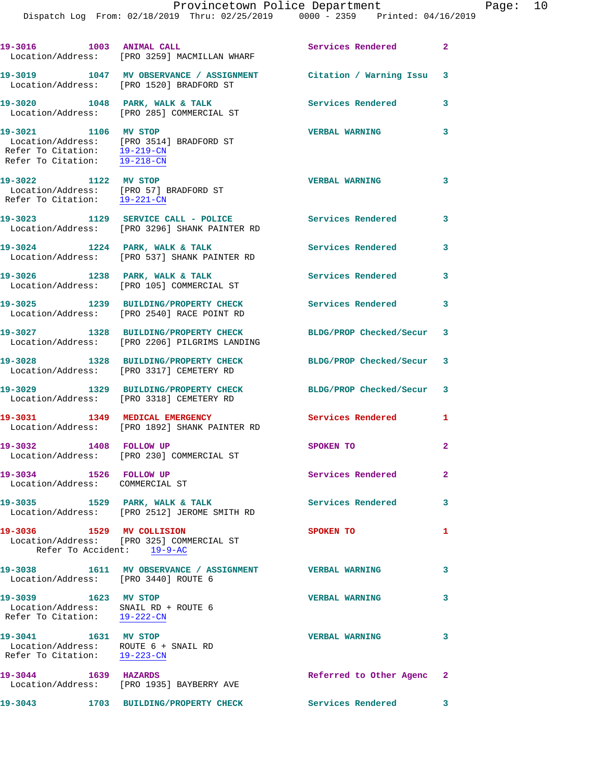19-3016 1003 ANIMAL CALL Services Rendered 2
Location/Address: [PRO 3259] MACMILLAN WHARF

19-3019 1047 MV OBSERVANCE / ASSIGNMENT Citation / Warning Issu 3
Location/Address: [PRO 1520] BRADFORD ST

19-3020 1048 PARK, WALK & TALK Services Rendered 3
Location/Address: [PRO 285] COMMERCIAL ST

19-3021 1106 MV STOP VERBAL WARNING 3
Location/Address: [PRO 3514] BRADFORD ST
Refer To Citation: 19-219-CN
Refer To Citation: 19-218-CN

19-3022 1122 MV STOP VERBAL WARNING 3
Location/Address: [PRO 57] BRADFORD ST
Refer To Citation: 19-221-CN

19-3023 1129 SERVICE CALL - POLICE Services Rendered 3
Location/Address: [PRO 3296] SHANK PAINTER RD

19-3024 1224 PARK, WALK & TALK Services Rendered 3
Location/Address: [PRO 537] SHANK PAINTER RD

19-3026 1238 PARK, WALK & TALK Services Rendered 3
Location/Address: [PRO 105] COMMERCIAL ST

19-3025 1239 BUILDING/PROPERTY CHECK Services Rendered 3
Location/Address: [PRO 2540] RACE POINT RD

19-3027 1328 BUILDING/PROPERTY CHECK BLDG/PROP Checked/Secur 3
Location/Address: [PRO 2206] PILGRIMS LANDING

19-3028 1328 BUILDING/PROPERTY CHECK BLDG/PROP Checked/Secur 3
Location/Address: [PRO 3317] CEMETERY RD

19-3029 1329 BUILDING/PROPERTY CHECK BLDG/PROP Checked/Secur 3
Location/Address: [PRO 3318] CEMETERY RD

19-3031 1349 MEDICAL EMERGENCY Services Rendered 1
Location/Address: [PRO 1892] SHANK PAINTER RD

19-3032 1408 FOLLOW UP SPOKEN TO 2
Location/Address: [PRO 230] COMMERCIAL ST

19-3034 1526 FOLLOW UP Services Rendered 2
Location/Address: COMMERCIAL ST

19-3035 1529 PARK, WALK & TALK Services Rendered 3
Location/Address: [PRO 2512] JEROME SMITH RD

19-3036 1529 MV COLLISION SPOKEN TO 1
Location/Address: [PRO 325] COMMERCIAL ST
Refer To Accident: 19-9-AC

19-3038 1611 MV OBSERVANCE / ASSIGNMENT VERBAL WARNING 3
Location/Address: [PRO 3440] ROUTE 6

19-3039 1623 MV STOP VERBAL WARNING 3
Location/Address: SNAIL RD + ROUTE 6
Refer To Citation: 19-222-CN

19-3041 1631 MV STOP VERBAL WARNING 3
Location/Address: ROUTE 6 + SNAIL RD
Refer To Citation: 19-223-CN

19-3044 1639 HAZARDS Referred to Other Agenc 2
Location/Address: [PRO 1935] BAYBERRY AVE

19-3043 1703 BUILDING/PROPERTY CHECK Services Rendered 3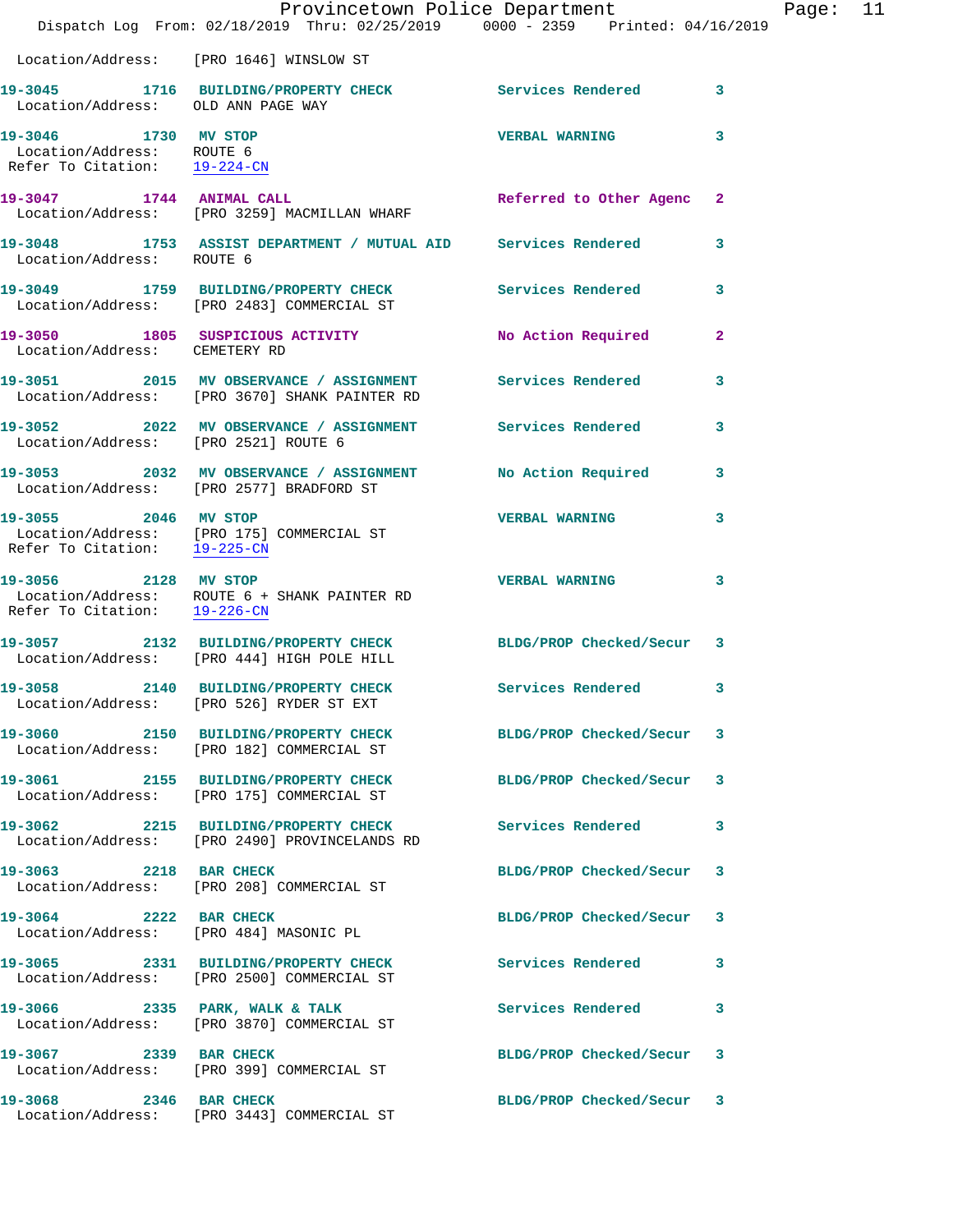Location/Address: [PRO 1646] WINSLOW ST

**19-3045 1716 BUILDING/PROPERTY CHECK** Services Rendered 3
Location/Address: OLD ANN PAGE WAY

**19-3046 1730 MV STOP** VERBAL WARNING 3
Location/Address: ROUTE 6
Refer To Citation: 19-224-CN

**19-3047 1744 ANIMAL CALL** Referred to Other Agenc 2
Location/Address: [PRO 3259] MACMILLAN WHARF

**19-3048 1753 ASSIST DEPARTMENT / MUTUAL AID** Services Rendered 3
Location/Address: ROUTE 6

**19-3049 1759 BUILDING/PROPERTY CHECK** Services Rendered 3
Location/Address: [PRO 2483] COMMERCIAL ST

**19-3050 1805 SUSPICIOUS ACTIVITY** No Action Required 2
Location/Address: CEMETERY RD

**19-3051 2015 MV OBSERVANCE / ASSIGNMENT** Services Rendered 3
Location/Address: [PRO 3670] SHANK PAINTER RD

**19-3052 2022 MV OBSERVANCE / ASSIGNMENT** Services Rendered 3
Location/Address: [PRO 2521] ROUTE 6

**19-3053 2032 MV OBSERVANCE / ASSIGNMENT** No Action Required 3
Location/Address: [PRO 2577] BRADFORD ST

**19-3055 2046 MV STOP** VERBAL WARNING 3
Location/Address: [PRO 175] COMMERCIAL ST
Refer To Citation: 19-225-CN

**19-3056 2128 MV STOP** VERBAL WARNING 3
Location/Address: ROUTE 6 + SHANK PAINTER RD
Refer To Citation: 19-226-CN

**19-3057 2132 BUILDING/PROPERTY CHECK** BLDG/PROP Checked/Secur 3
Location/Address: [PRO 444] HIGH POLE HILL

**19-3058 2140 BUILDING/PROPERTY CHECK** Services Rendered 3
Location/Address: [PRO 526] RYDER ST EXT

**19-3060 2150 BUILDING/PROPERTY CHECK** BLDG/PROP Checked/Secur 3
Location/Address: [PRO 182] COMMERCIAL ST

**19-3061 2155 BUILDING/PROPERTY CHECK** BLDG/PROP Checked/Secur 3
Location/Address: [PRO 175] COMMERCIAL ST

**19-3062 2215 BUILDING/PROPERTY CHECK** Services Rendered 3
Location/Address: [PRO 2490] PROVINCELANDS RD

**19-3063 2218 BAR CHECK** BLDG/PROP Checked/Secur 3
Location/Address: [PRO 208] COMMERCIAL ST

**19-3064 2222 BAR CHECK** BLDG/PROP Checked/Secur 3
Location/Address: [PRO 484] MASONIC PL

**19-3065 2331 BUILDING/PROPERTY CHECK** Services Rendered 3
Location/Address: [PRO 2500] COMMERCIAL ST

**19-3066 2335 PARK, WALK & TALK** Services Rendered 3
Location/Address: [PRO 3870] COMMERCIAL ST

**19-3067 2339 BAR CHECK** BLDG/PROP Checked/Secur 3
Location/Address: [PRO 399] COMMERCIAL ST

**19-3068 2346 BAR CHECK** BLDG/PROP Checked/Secur 3
Location/Address: [PRO 3443] COMMERCIAL ST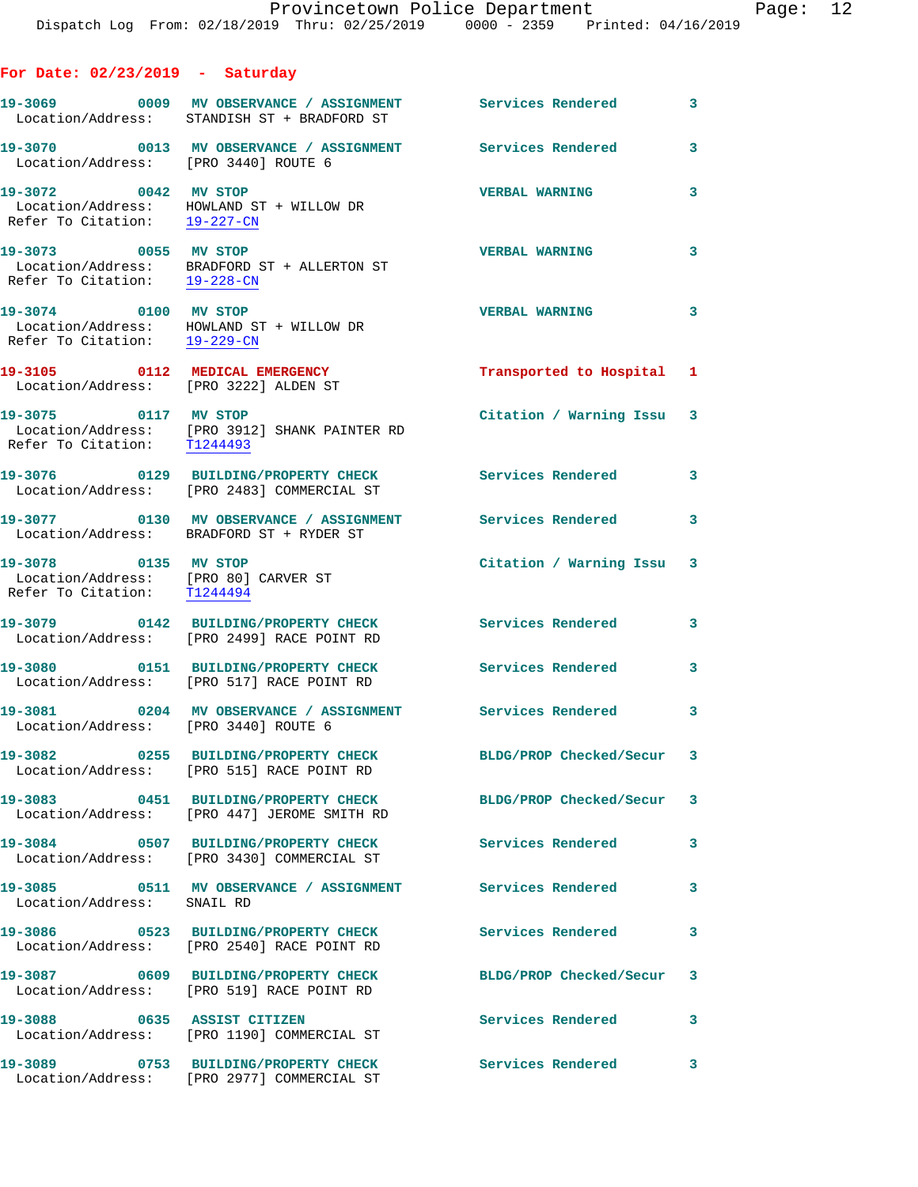## For Date: 02/23/2019 - Saturday

**19-3069 0009 MV OBSERVANCE / ASSIGNMENT** Services Rendered 3
Location/Address: STANDISH ST + BRADFORD ST

**19-3070 0013 MV OBSERVANCE / ASSIGNMENT** Services Rendered 3
Location/Address: [PRO 3440] ROUTE 6

**19-3072 0042 MV STOP** VERBAL WARNING 3
Location/Address: HOWLAND ST + WILLOW DR
Refer To Citation: 19-227-CN

**19-3073 0055 MV STOP** VERBAL WARNING 3
Location/Address: BRADFORD ST + ALLERTON ST
Refer To Citation: 19-228-CN

**19-3074 0100 MV STOP** VERBAL WARNING 3
Location/Address: HOWLAND ST + WILLOW DR
Refer To Citation: 19-229-CN

**19-3105 0112 MEDICAL EMERGENCY** Transported to Hospital 1
Location/Address: [PRO 3222] ALDEN ST

**19-3075 0117 MV STOP** Citation / Warning Issu 3
Location/Address: [PRO 3912] SHANK PAINTER RD
Refer To Citation: T1244493

**19-3076 0129 BUILDING/PROPERTY CHECK** Services Rendered 3
Location/Address: [PRO 2483] COMMERCIAL ST

**19-3077 0130 MV OBSERVANCE / ASSIGNMENT** Services Rendered 3
Location/Address: BRADFORD ST + RYDER ST

**19-3078 0135 MV STOP** Citation / Warning Issu 3
Location/Address: [PRO 80] CARVER ST
Refer To Citation: T1244494

**19-3079 0142 BUILDING/PROPERTY CHECK** Services Rendered 3
Location/Address: [PRO 2499] RACE POINT RD

**19-3080 0151 BUILDING/PROPERTY CHECK** Services Rendered 3
Location/Address: [PRO 517] RACE POINT RD

**19-3081 0204 MV OBSERVANCE / ASSIGNMENT** Services Rendered 3
Location/Address: [PRO 3440] ROUTE 6

**19-3082 0255 BUILDING/PROPERTY CHECK** BLDG/PROP Checked/Secur 3
Location/Address: [PRO 515] RACE POINT RD

**19-3083 0451 BUILDING/PROPERTY CHECK** BLDG/PROP Checked/Secur 3
Location/Address: [PRO 447] JEROME SMITH RD

**19-3084 0507 BUILDING/PROPERTY CHECK** Services Rendered 3
Location/Address: [PRO 3430] COMMERCIAL ST

**19-3085 0511 MV OBSERVANCE / ASSIGNMENT** Services Rendered 3
Location/Address: SNAIL RD

**19-3086 0523 BUILDING/PROPERTY CHECK** Services Rendered 3
Location/Address: [PRO 2540] RACE POINT RD

**19-3087 0609 BUILDING/PROPERTY CHECK** BLDG/PROP Checked/Secur 3
Location/Address: [PRO 519] RACE POINT RD

**19-3088 0635 ASSIST CITIZEN** Services Rendered 3
Location/Address: [PRO 1190] COMMERCIAL ST

**19-3089 0753 BUILDING/PROPERTY CHECK** Services Rendered 3
Location/Address: [PRO 2977] COMMERCIAL ST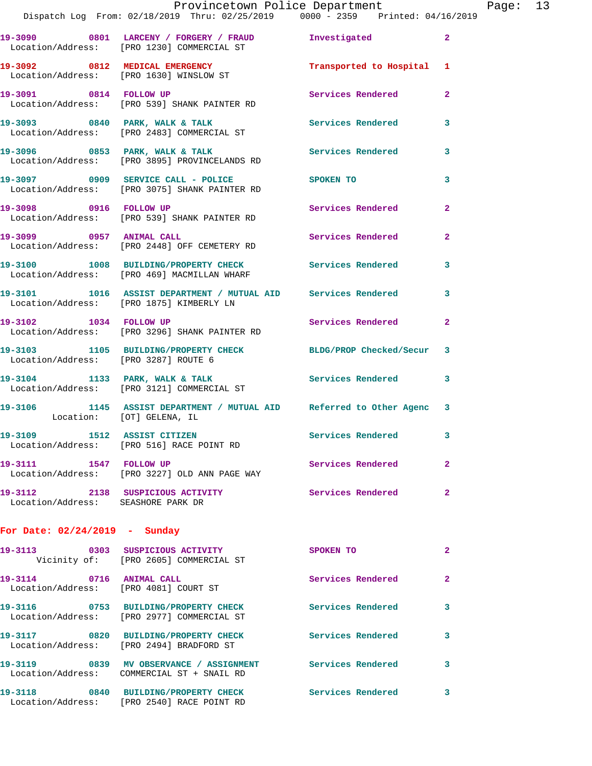19-3090 0801 LARCENY / FORGERY / FRAUD Investigated 2
Location/Address: [PRO 1230] COMMERCIAL ST

19-3092 0812 MEDICAL EMERGENCY Transported to Hospital 1
Location/Address: [PRO 1630] WINSLOW ST

19-3091 0814 FOLLOW UP Services Rendered 2
Location/Address: [PRO 539] SHANK PAINTER RD

19-3093 0840 PARK, WALK & TALK Services Rendered 3
Location/Address: [PRO 2483] COMMERCIAL ST

19-3096 0853 PARK, WALK & TALK Services Rendered 3
Location/Address: [PRO 3895] PROVINCELANDS RD

19-3097 0909 SERVICE CALL - POLICE SPOKEN TO 3
Location/Address: [PRO 3075] SHANK PAINTER RD

19-3098 0916 FOLLOW UP Services Rendered 2
Location/Address: [PRO 539] SHANK PAINTER RD

19-3099 0957 ANIMAL CALL Services Rendered 2
Location/Address: [PRO 2448] OFF CEMETERY RD

19-3100 1008 BUILDING/PROPERTY CHECK Services Rendered 3
Location/Address: [PRO 469] MACMILLAN WHARF

19-3101 1016 ASSIST DEPARTMENT / MUTUAL AID Services Rendered 3
Location/Address: [PRO 1875] KIMBERLY LN

19-3102 1034 FOLLOW UP Services Rendered 2
Location/Address: [PRO 3296] SHANK PAINTER RD

19-3103 1105 BUILDING/PROPERTY CHECK BLDG/PROP Checked/Secur 3
Location/Address: [PRO 3287] ROUTE 6

19-3104 1133 PARK, WALK & TALK Services Rendered 3
Location/Address: [PRO 3121] COMMERCIAL ST

19-3106 1145 ASSIST DEPARTMENT / MUTUAL AID Referred to Other Agenc 3
Location: [OT] GELENA, IL

19-3109 1512 ASSIST CITIZEN Services Rendered 3
Location/Address: [PRO 516] RACE POINT RD

19-3111 1547 FOLLOW UP Services Rendered 2
Location/Address: [PRO 3227] OLD ANN PAGE WAY

19-3112 2138 SUSPICIOUS ACTIVITY Services Rendered 2
Location/Address: SEASHORE PARK DR

**For Date: 02/24/2019 - Sunday**

19-3113 0303 SUSPICIOUS ACTIVITY SPOKEN TO 2
Vicinity of: [PRO 2605] COMMERCIAL ST

19-3114 0716 ANIMAL CALL Services Rendered 2
Location/Address: [PRO 4081] COURT ST

19-3116 0753 BUILDING/PROPERTY CHECK Services Rendered 3
Location/Address: [PRO 2977] COMMERCIAL ST

19-3117 0820 BUILDING/PROPERTY CHECK Services Rendered 3
Location/Address: [PRO 2494] BRADFORD ST

19-3119 0839 MV OBSERVANCE / ASSIGNMENT Services Rendered 3
Location/Address: COMMERCIAL ST + SNAIL RD

19-3118 0840 BUILDING/PROPERTY CHECK Services Rendered 3
Location/Address: [PRO 2540] RACE POINT RD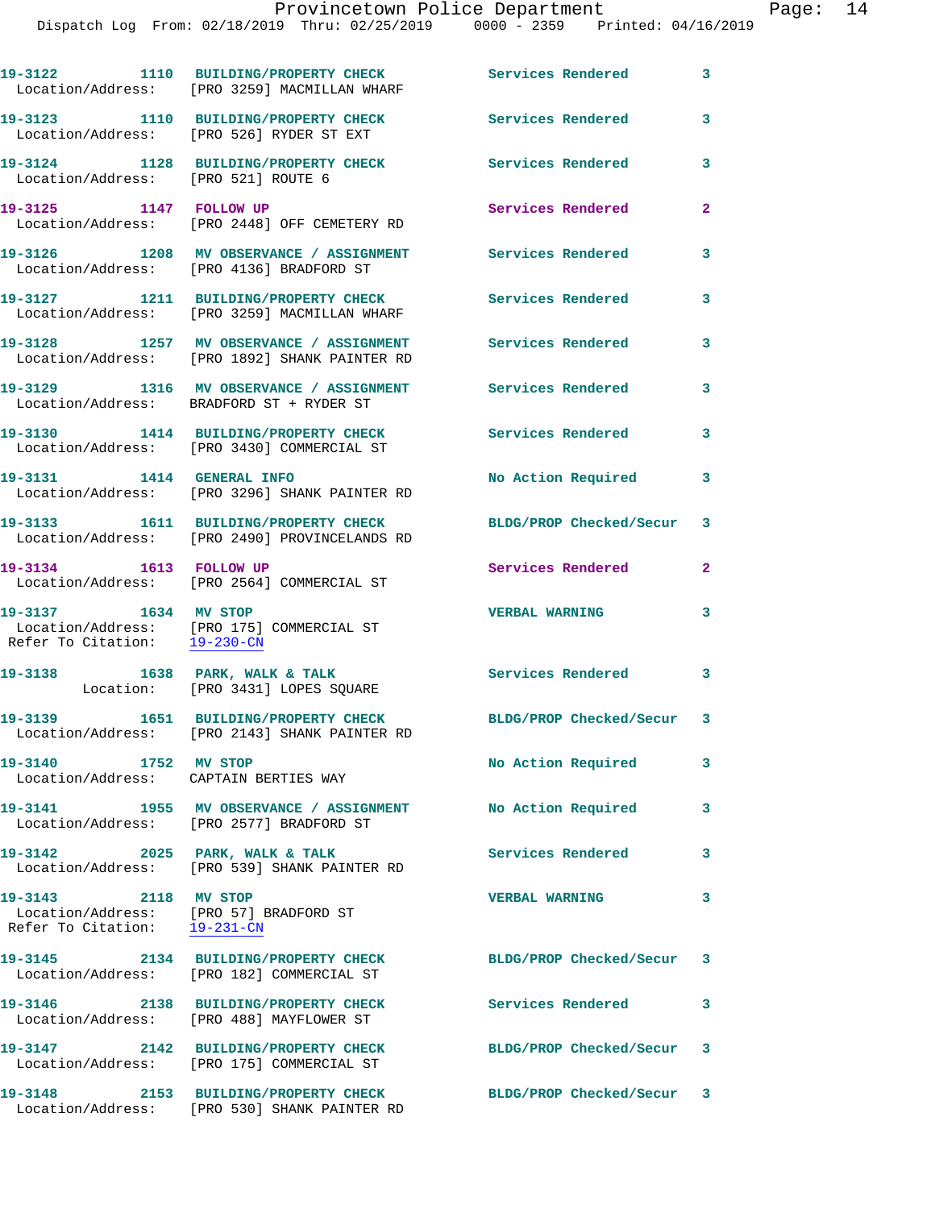19-3122 1110 BUILDING/PROPERTY CHECK Services Rendered 3
Location/Address: [PRO 3259] MACMILLAN WHARF

19-3123 1110 BUILDING/PROPERTY CHECK Services Rendered 3
Location/Address: [PRO 526] RYDER ST EXT

19-3124 1128 BUILDING/PROPERTY CHECK Services Rendered 3
Location/Address: [PRO 521] ROUTE 6

19-3125 1147 FOLLOW UP Services Rendered 2
Location/Address: [PRO 2448] OFF CEMETERY RD

19-3126 1208 MV OBSERVANCE / ASSIGNMENT Services Rendered 3
Location/Address: [PRO 4136] BRADFORD ST

19-3127 1211 BUILDING/PROPERTY CHECK Services Rendered 3
Location/Address: [PRO 3259] MACMILLAN WHARF

19-3128 1257 MV OBSERVANCE / ASSIGNMENT Services Rendered 3
Location/Address: [PRO 1892] SHANK PAINTER RD

19-3129 1316 MV OBSERVANCE / ASSIGNMENT Services Rendered 3
Location/Address: BRADFORD ST + RYDER ST

19-3130 1414 BUILDING/PROPERTY CHECK Services Rendered 3
Location/Address: [PRO 3430] COMMERCIAL ST

19-3131 1414 GENERAL INFO No Action Required 3
Location/Address: [PRO 3296] SHANK PAINTER RD

19-3133 1611 BUILDING/PROPERTY CHECK BLDG/PROP Checked/Secur 3
Location/Address: [PRO 2490] PROVINCELANDS RD

19-3134 1613 FOLLOW UP Services Rendered 2
Location/Address: [PRO 2564] COMMERCIAL ST

19-3137 1634 MV STOP VERBAL WARNING 3
Location/Address: [PRO 175] COMMERCIAL ST
Refer To Citation: 19-230-CN

19-3138 1638 PARK, WALK & TALK Services Rendered 3
Location: [PRO 3431] LOPES SQUARE

19-3139 1651 BUILDING/PROPERTY CHECK BLDG/PROP Checked/Secur 3
Location/Address: [PRO 2143] SHANK PAINTER RD

19-3140 1752 MV STOP No Action Required 3
Location/Address: CAPTAIN BERTIES WAY

19-3141 1955 MV OBSERVANCE / ASSIGNMENT No Action Required 3
Location/Address: [PRO 2577] BRADFORD ST

19-3142 2025 PARK, WALK & TALK Services Rendered 3
Location/Address: [PRO 539] SHANK PAINTER RD

19-3143 2118 MV STOP VERBAL WARNING 3
Location/Address: [PRO 57] BRADFORD ST
Refer To Citation: 19-231-CN

19-3145 2134 BUILDING/PROPERTY CHECK BLDG/PROP Checked/Secur 3
Location/Address: [PRO 182] COMMERCIAL ST

19-3146 2138 BUILDING/PROPERTY CHECK Services Rendered 3
Location/Address: [PRO 488] MAYFLOWER ST

19-3147 2142 BUILDING/PROPERTY CHECK BLDG/PROP Checked/Secur 3
Location/Address: [PRO 175] COMMERCIAL ST

19-3148 2153 BUILDING/PROPERTY CHECK BLDG/PROP Checked/Secur 3
Location/Address: [PRO 530] SHANK PAINTER RD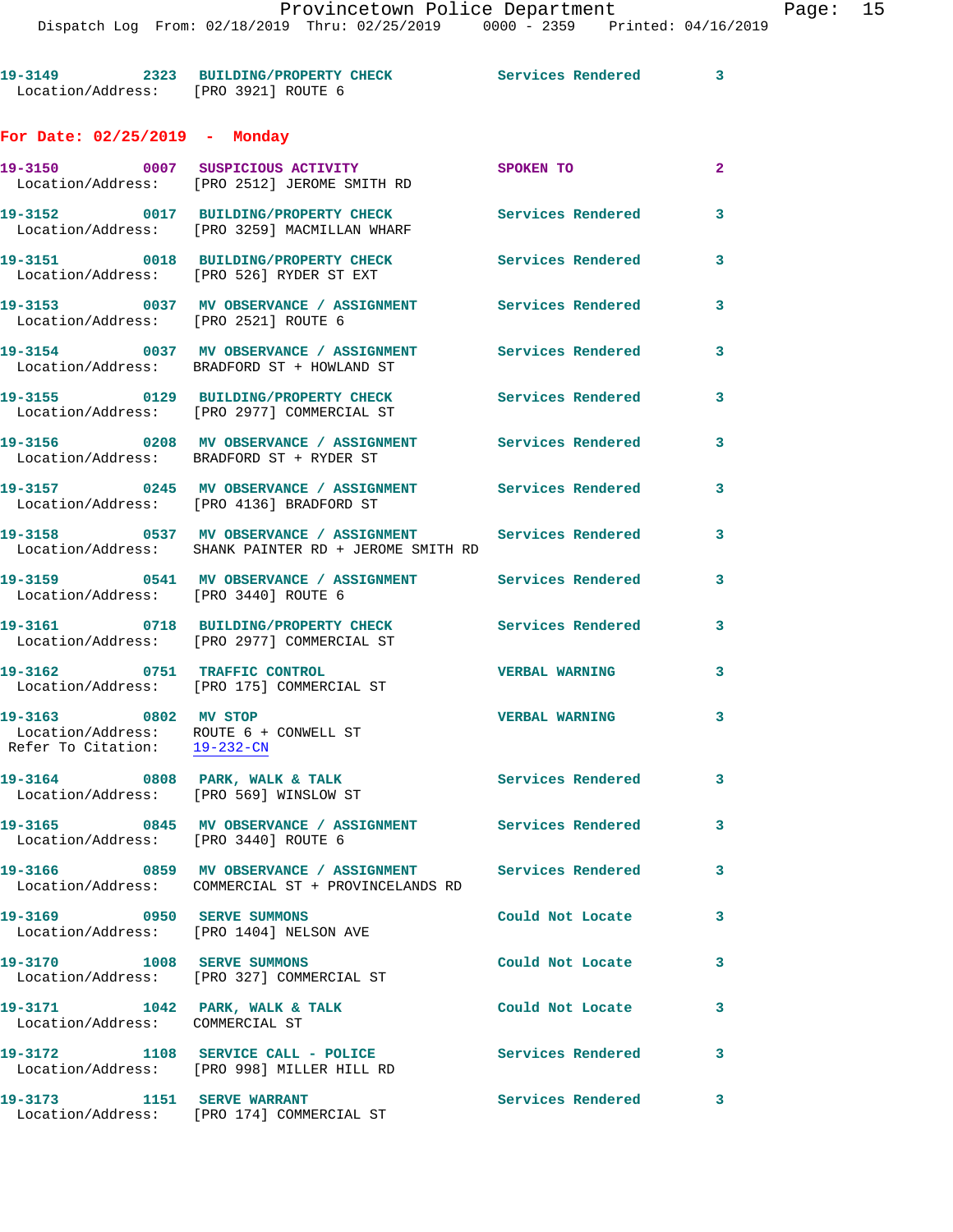19-3149 2323 BUILDING/PROPERTY CHECK Services Rendered 3
Location/Address: [PRO 3921] ROUTE 6

## For Date: 02/25/2019 - Monday

19-3150 0007 SUSPICIOUS ACTIVITY SPOKEN TO 2
Location/Address: [PRO 2512] JEROME SMITH RD

19-3152 0017 BUILDING/PROPERTY CHECK Services Rendered 3
Location/Address: [PRO 3259] MACMILLAN WHARF

19-3151 0018 BUILDING/PROPERTY CHECK Services Rendered 3
Location/Address: [PRO 526] RYDER ST EXT

19-3153 0037 MV OBSERVANCE / ASSIGNMENT Services Rendered 3
Location/Address: [PRO 2521] ROUTE 6

19-3154 0037 MV OBSERVANCE / ASSIGNMENT Services Rendered 3
Location/Address: BRADFORD ST + HOWLAND ST

19-3155 0129 BUILDING/PROPERTY CHECK Services Rendered 3
Location/Address: [PRO 2977] COMMERCIAL ST

19-3156 0208 MV OBSERVANCE / ASSIGNMENT Services Rendered 3
Location/Address: BRADFORD ST + RYDER ST

19-3157 0245 MV OBSERVANCE / ASSIGNMENT Services Rendered 3
Location/Address: [PRO 4136] BRADFORD ST

19-3158 0537 MV OBSERVANCE / ASSIGNMENT Services Rendered 3
Location/Address: SHANK PAINTER RD + JEROME SMITH RD

19-3159 0541 MV OBSERVANCE / ASSIGNMENT Services Rendered 3
Location/Address: [PRO 3440] ROUTE 6

19-3161 0718 BUILDING/PROPERTY CHECK Services Rendered 3
Location/Address: [PRO 2977] COMMERCIAL ST

19-3162 0751 TRAFFIC CONTROL VERBAL WARNING 3
Location/Address: [PRO 175] COMMERCIAL ST

19-3163 0802 MV STOP VERBAL WARNING 3
Location/Address: ROUTE 6 + CONWELL ST
Refer To Citation: 19-232-CN

19-3164 0808 PARK, WALK & TALK Services Rendered 3
Location/Address: [PRO 569] WINSLOW ST

19-3165 0845 MV OBSERVANCE / ASSIGNMENT Services Rendered 3
Location/Address: [PRO 3440] ROUTE 6

19-3166 0859 MV OBSERVANCE / ASSIGNMENT Services Rendered 3
Location/Address: COMMERCIAL ST + PROVINCELANDS RD

19-3169 0950 SERVE SUMMONS Could Not Locate 3
Location/Address: [PRO 1404] NELSON AVE

19-3170 1008 SERVE SUMMONS Could Not Locate 3
Location/Address: [PRO 327] COMMERCIAL ST

19-3171 1042 PARK, WALK & TALK Could Not Locate 3
Location/Address: COMMERCIAL ST

19-3172 1108 SERVICE CALL - POLICE Services Rendered 3
Location/Address: [PRO 998] MILLER HILL RD

19-3173 1151 SERVE WARRANT Services Rendered 3
Location/Address: [PRO 174] COMMERCIAL ST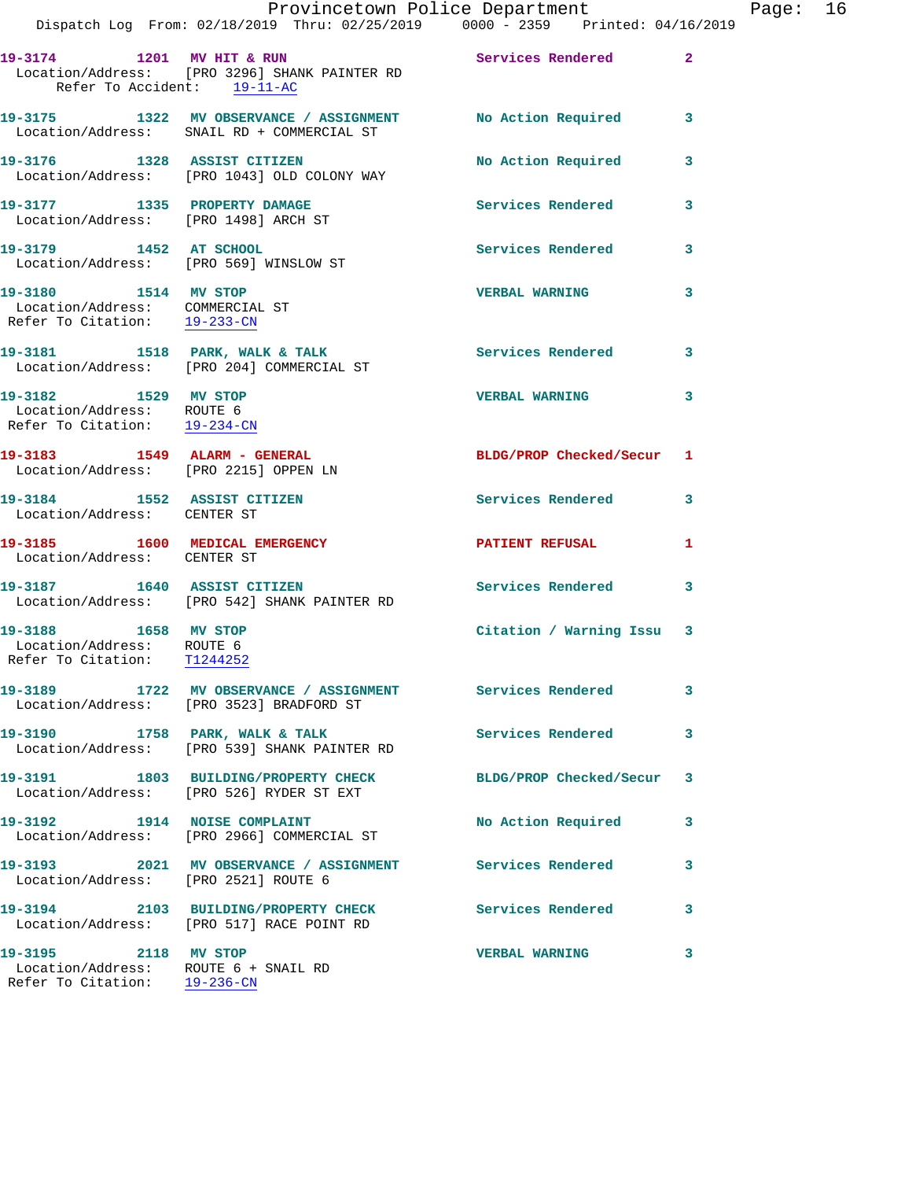19-3174 1201 MV HIT & RUN Services Rendered 2
Location/Address: [PRO 3296] SHANK PAINTER RD
Refer To Accident: 19-11-AC

19-3175 1322 MV OBSERVANCE / ASSIGNMENT No Action Required 3
Location/Address: SNAIL RD + COMMERCIAL ST

19-3176 1328 ASSIST CITIZEN No Action Required 3
Location/Address: [PRO 1043] OLD COLONY WAY

19-3177 1335 PROPERTY DAMAGE Services Rendered 3
Location/Address: [PRO 1498] ARCH ST

19-3179 1452 AT SCHOOL Services Rendered 3
Location/Address: [PRO 569] WINSLOW ST

19-3180 1514 MV STOP VERBAL WARNING 3
Location/Address: COMMERCIAL ST
Refer To Citation: 19-233-CN

19-3181 1518 PARK, WALK & TALK Services Rendered 3
Location/Address: [PRO 204] COMMERCIAL ST

19-3182 1529 MV STOP VERBAL WARNING 3
Location/Address: ROUTE 6
Refer To Citation: 19-234-CN

19-3183 1549 ALARM - GENERAL BLDG/PROP Checked/Secur 1
Location/Address: [PRO 2215] OPPEN LN

19-3184 1552 ASSIST CITIZEN Services Rendered 3
Location/Address: CENTER ST

19-3185 1600 MEDICAL EMERGENCY PATIENT REFUSAL 1
Location/Address: CENTER ST

19-3187 1640 ASSIST CITIZEN Services Rendered 3
Location/Address: [PRO 542] SHANK PAINTER RD

19-3188 1658 MV STOP Citation / Warning Issu 3
Location/Address: ROUTE 6
Refer To Citation: T1244252

19-3189 1722 MV OBSERVANCE / ASSIGNMENT Services Rendered 3
Location/Address: [PRO 3523] BRADFORD ST

19-3190 1758 PARK, WALK & TALK Services Rendered 3
Location/Address: [PRO 539] SHANK PAINTER RD

19-3191 1803 BUILDING/PROPERTY CHECK BLDG/PROP Checked/Secur 3
Location/Address: [PRO 526] RYDER ST EXT

19-3192 1914 NOISE COMPLAINT No Action Required 3
Location/Address: [PRO 2966] COMMERCIAL ST

19-3193 2021 MV OBSERVANCE / ASSIGNMENT Services Rendered 3
Location/Address: [PRO 2521] ROUTE 6

19-3194 2103 BUILDING/PROPERTY CHECK Services Rendered 3
Location/Address: [PRO 517] RACE POINT RD

19-3195 2118 MV STOP VERBAL WARNING 3
Location/Address: ROUTE 6 + SNAIL RD
Refer To Citation: 19-236-CN